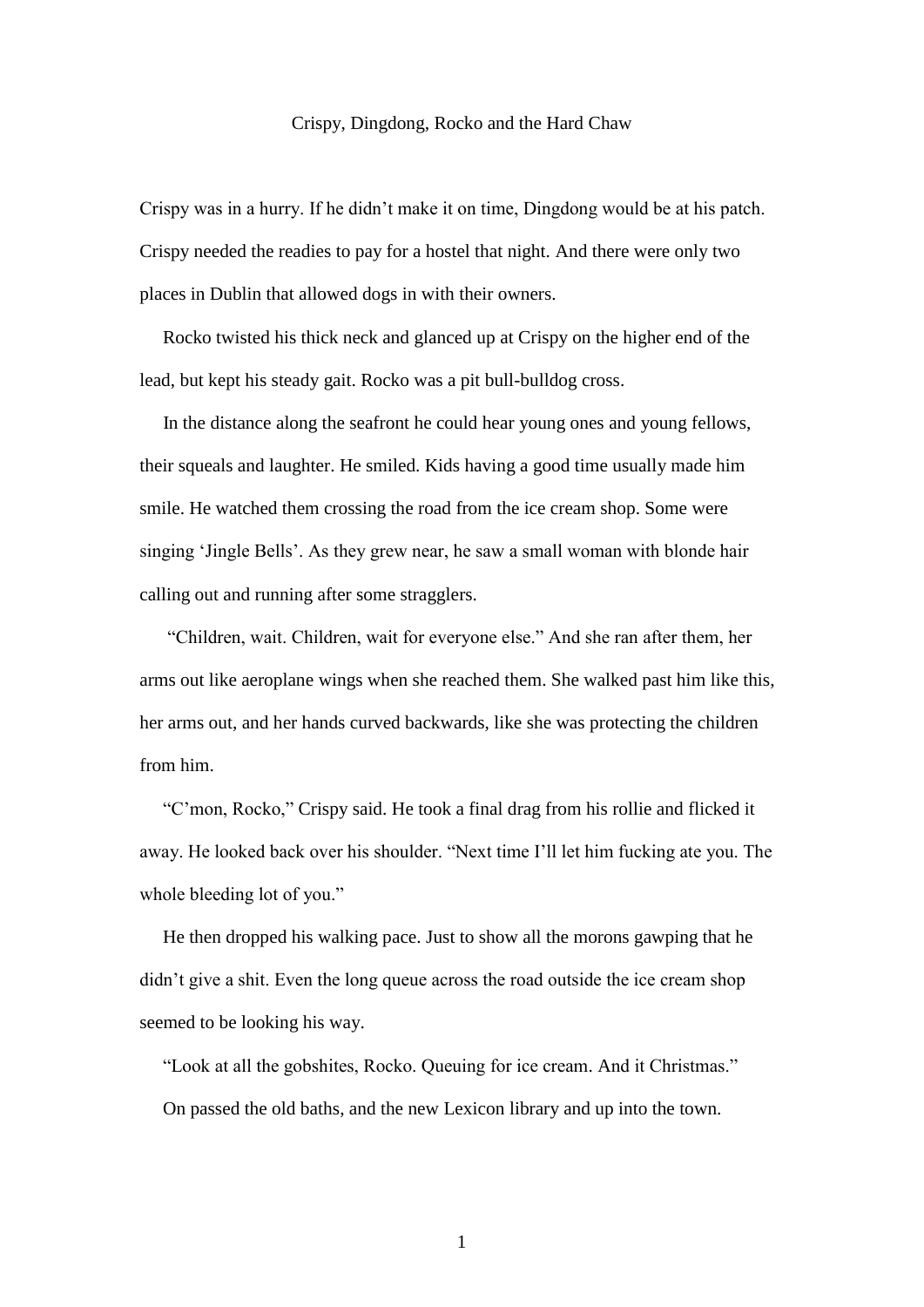# Crispy, Dingdong, Rocko and the Hard Chaw

Crispy was in a hurry. If he didn't make it on time, Dingdong would be at his patch. Crispy needed the readies to pay for a hostel that night. And there were only two places in Dublin that allowed dogs in with their owners.

Rocko twisted his thick neck and glanced up at Crispy on the higher end of the lead, but kept his steady gait. Rocko was a pit bull-bulldog cross.

In the distance along the seafront he could hear young ones and young fellows, their squeals and laughter. He smiled. Kids having a good time usually made him smile. He watched them crossing the road from the ice cream shop. Some were singing 'Jingle Bells'. As they grew near, he saw a small woman with blonde hair calling out and running after some stragglers.

"Children, wait. Children, wait for everyone else." And she ran after them, her arms out like aeroplane wings when she reached them. She walked past him like this, her arms out, and her hands curved backwards, like she was protecting the children from him.

"C'mon, Rocko," Crispy said. He took a final drag from his rollie and flicked it away. He looked back over his shoulder. "Next time I'll let him fucking ate you. The whole bleeding lot of you."

He then dropped his walking pace. Just to show all the morons gawping that he didn't give a shit. Even the long queue across the road outside the ice cream shop seemed to be looking his way.

"Look at all the gobshites, Rocko. Queuing for ice cream. And it Christmas."

On passed the old baths, and the new Lexicon library and up into the town.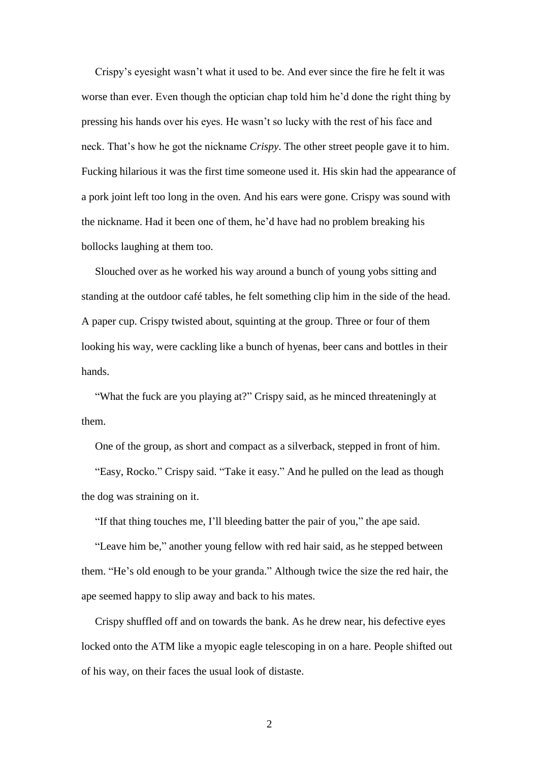Crispy's eyesight wasn't what it used to be. And ever since the fire he felt it was worse than ever. Even though the optician chap told him he'd done the right thing by pressing his hands over his eyes. He wasn't so lucky with the rest of his face and neck. That's how he got the nickname *Crispy*. The other street people gave it to him. Fucking hilarious it was the first time someone used it. His skin had the appearance of a pork joint left too long in the oven. And his ears were gone. Crispy was sound with the nickname. Had it been one of them, he'd have had no problem breaking his bollocks laughing at them too.

Slouched over as he worked his way around a bunch of young yobs sitting and standing at the outdoor café tables, he felt something clip him in the side of the head. A paper cup. Crispy twisted about, squinting at the group. Three or four of them looking his way, were cackling like a bunch of hyenas, beer cans and bottles in their hands.

"What the fuck are you playing at?" Crispy said, as he minced threateningly at them.

One of the group, as short and compact as a silverback, stepped in front of him.

"Easy, Rocko." Crispy said. "Take it easy." And he pulled on the lead as though the dog was straining on it.

"If that thing touches me, I'll bleeding batter the pair of you," the ape said.

"Leave him be," another young fellow with red hair said, as he stepped between them. "He's old enough to be your granda." Although twice the size the red hair, the ape seemed happy to slip away and back to his mates.

Crispy shuffled off and on towards the bank. As he drew near, his defective eyes locked onto the ATM like a myopic eagle telescoping in on a hare. People shifted out of his way, on their faces the usual look of distaste.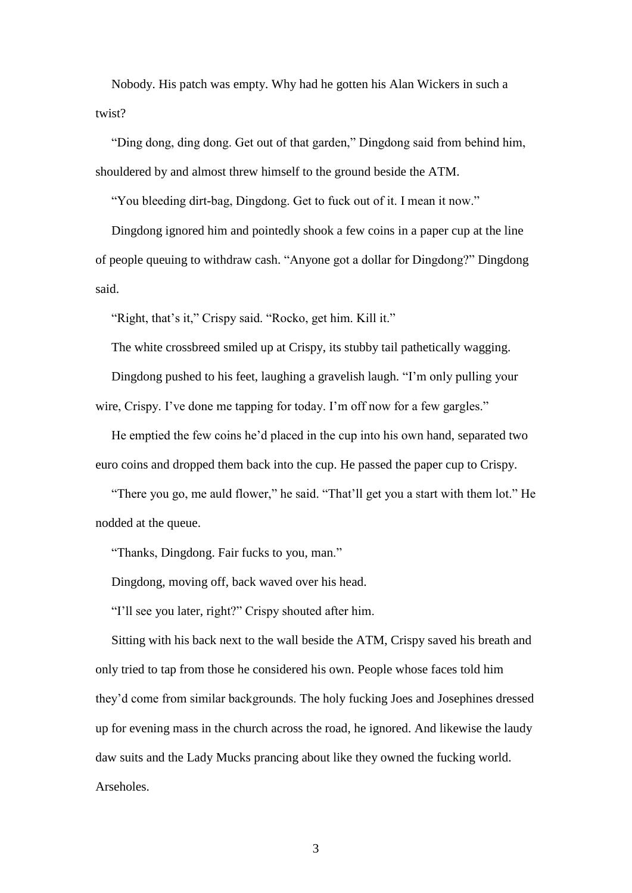Nobody. His patch was empty. Why had he gotten his Alan Wickers in such a twist?

"Ding dong, ding dong. Get out of that garden," Dingdong said from behind him, shouldered by and almost threw himself to the ground beside the ATM.

"You bleeding dirt-bag, Dingdong. Get to fuck out of it. I mean it now."

Dingdong ignored him and pointedly shook a few coins in a paper cup at the line of people queuing to withdraw cash. "Anyone got a dollar for Dingdong?" Dingdong said.

"Right, that's it," Crispy said. "Rocko, get him. Kill it."

The white crossbreed smiled up at Crispy, its stubby tail pathetically wagging.

Dingdong pushed to his feet, laughing a gravelish laugh. "I'm only pulling your wire, Crispy. I've done me tapping for today. I'm off now for a few gargles."

He emptied the few coins he'd placed in the cup into his own hand, separated two euro coins and dropped them back into the cup. He passed the paper cup to Crispy.

"There you go, me auld flower," he said. "That'll get you a start with them lot." He nodded at the queue.

"Thanks, Dingdong. Fair fucks to you, man."

Dingdong, moving off, back waved over his head.

"I'll see you later, right?" Crispy shouted after him.

Sitting with his back next to the wall beside the ATM, Crispy saved his breath and only tried to tap from those he considered his own. People whose faces told him they'd come from similar backgrounds. The holy fucking Joes and Josephines dressed up for evening mass in the church across the road, he ignored. And likewise the laudy daw suits and the Lady Mucks prancing about like they owned the fucking world. Arseholes.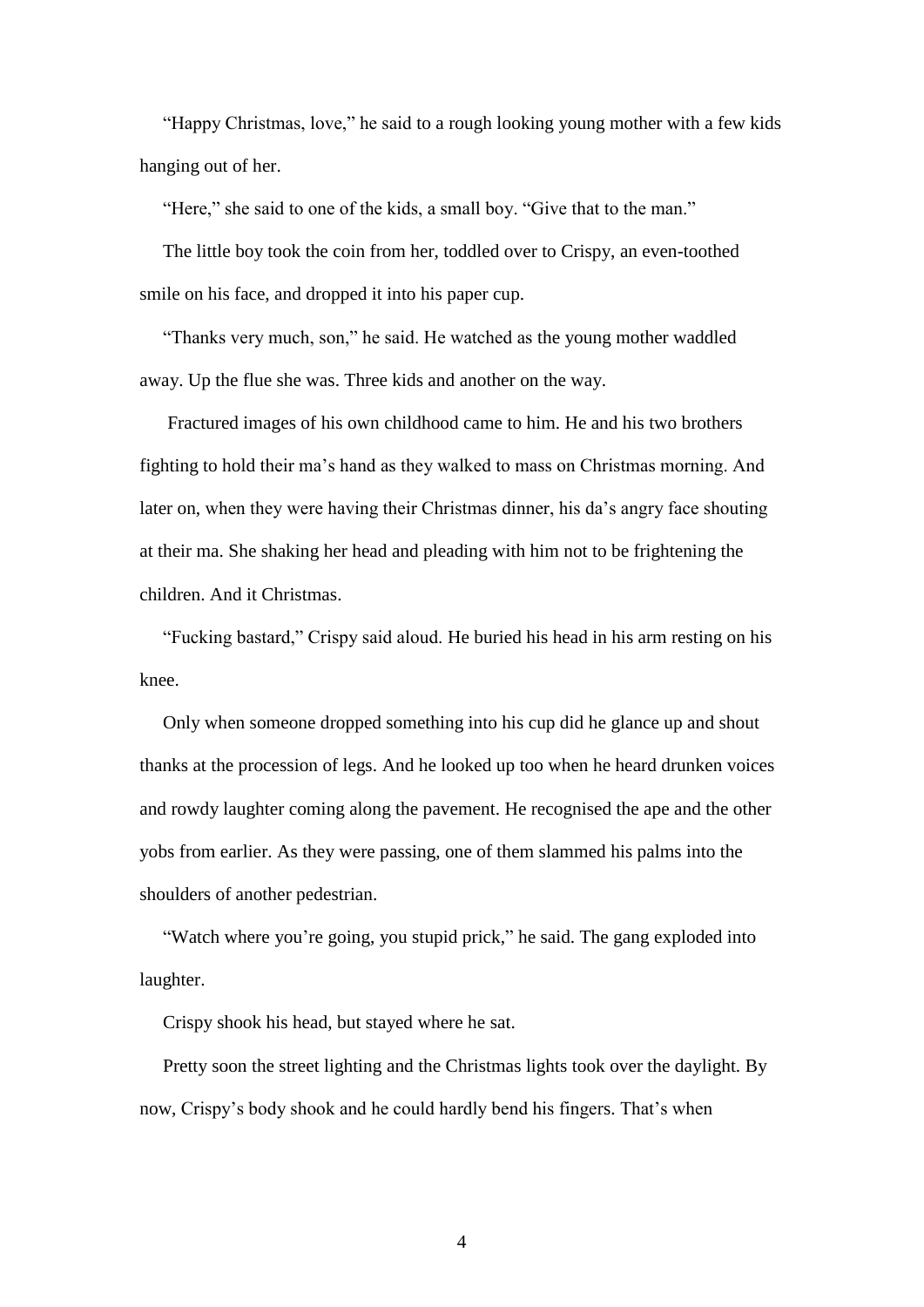"Happy Christmas, love," he said to a rough looking young mother with a few kids hanging out of her.

"Here," she said to one of the kids, a small boy. "Give that to the man."

The little boy took the coin from her, toddled over to Crispy, an even-toothed smile on his face, and dropped it into his paper cup.

"Thanks very much, son," he said. He watched as the young mother waddled away. Up the flue she was. Three kids and another on the way.

Fractured images of his own childhood came to him. He and his two brothers fighting to hold their ma's hand as they walked to mass on Christmas morning. And later on, when they were having their Christmas dinner, his da's angry face shouting at their ma. She shaking her head and pleading with him not to be frightening the children. And it Christmas.

"Fucking bastard," Crispy said aloud. He buried his head in his arm resting on his knee.

Only when someone dropped something into his cup did he glance up and shout thanks at the procession of legs. And he looked up too when he heard drunken voices and rowdy laughter coming along the pavement. He recognised the ape and the other yobs from earlier. As they were passing, one of them slammed his palms into the shoulders of another pedestrian.

"Watch where you're going, you stupid prick," he said. The gang exploded into laughter.

Crispy shook his head, but stayed where he sat.

Pretty soon the street lighting and the Christmas lights took over the daylight. By now, Crispy's body shook and he could hardly bend his fingers. That's when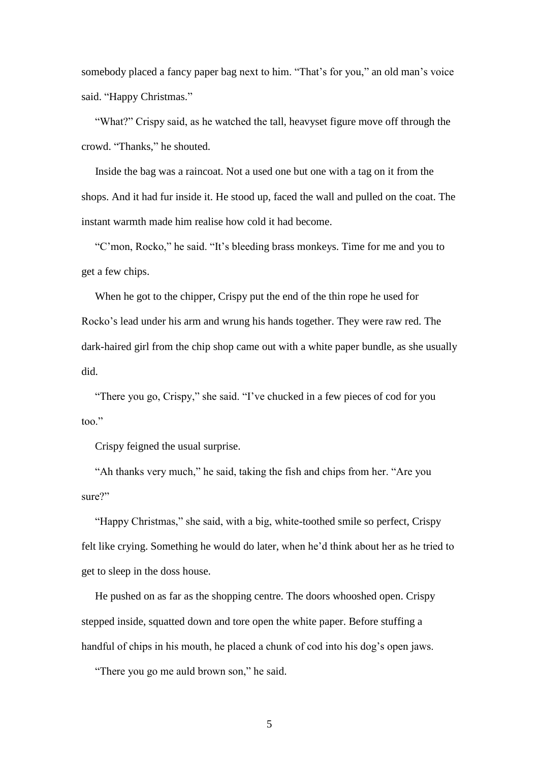somebody placed a fancy paper bag next to him. "That's for you," an old man's voice said. "Happy Christmas."

"What?" Crispy said, as he watched the tall, heavyset figure move off through the crowd. "Thanks," he shouted.

Inside the bag was a raincoat. Not a used one but one with a tag on it from the shops. And it had fur inside it. He stood up, faced the wall and pulled on the coat. The instant warmth made him realise how cold it had become.

"C'mon, Rocko," he said. "It's bleeding brass monkeys. Time for me and you to get a few chips.

When he got to the chipper, Crispy put the end of the thin rope he used for Rocko's lead under his arm and wrung his hands together. They were raw red. The dark-haired girl from the chip shop came out with a white paper bundle, as she usually did.

"There you go, Crispy," she said. "I've chucked in a few pieces of cod for you too."

Crispy feigned the usual surprise.

"Ah thanks very much," he said, taking the fish and chips from her. "Are you sure?"

"Happy Christmas," she said, with a big, white-toothed smile so perfect, Crispy felt like crying. Something he would do later, when he'd think about her as he tried to get to sleep in the doss house.

He pushed on as far as the shopping centre. The doors whooshed open. Crispy stepped inside, squatted down and tore open the white paper. Before stuffing a handful of chips in his mouth, he placed a chunk of cod into his dog's open jaws.

"There you go me auld brown son," he said.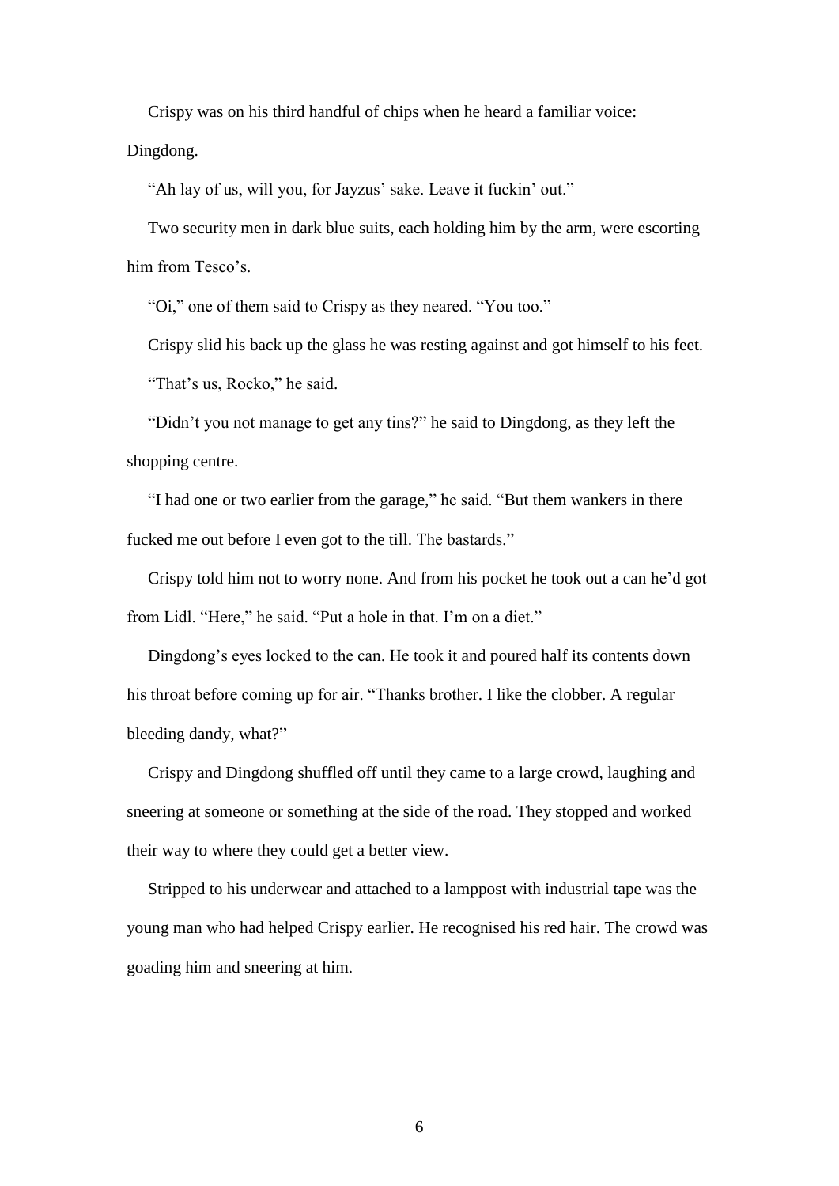Crispy was on his third handful of chips when he heard a familiar voice: Dingdong.

"Ah lay of us, will you, for Jayzus' sake. Leave it fuckin' out."

Two security men in dark blue suits, each holding him by the arm, were escorting him from Tesco's.

"Oi," one of them said to Crispy as they neared. "You too."

Crispy slid his back up the glass he was resting against and got himself to his feet.

"That's us, Rocko," he said.

"Didn't you not manage to get any tins?" he said to Dingdong, as they left the shopping centre.

"I had one or two earlier from the garage," he said. "But them wankers in there fucked me out before I even got to the till. The bastards."

Crispy told him not to worry none. And from his pocket he took out a can he'd got from Lidl. "Here," he said. "Put a hole in that. I'm on a diet."

Dingdong's eyes locked to the can. He took it and poured half its contents down his throat before coming up for air. "Thanks brother. I like the clobber. A regular bleeding dandy, what?"

Crispy and Dingdong shuffled off until they came to a large crowd, laughing and sneering at someone or something at the side of the road. They stopped and worked their way to where they could get a better view.

Stripped to his underwear and attached to a lamppost with industrial tape was the young man who had helped Crispy earlier. He recognised his red hair. The crowd was goading him and sneering at him.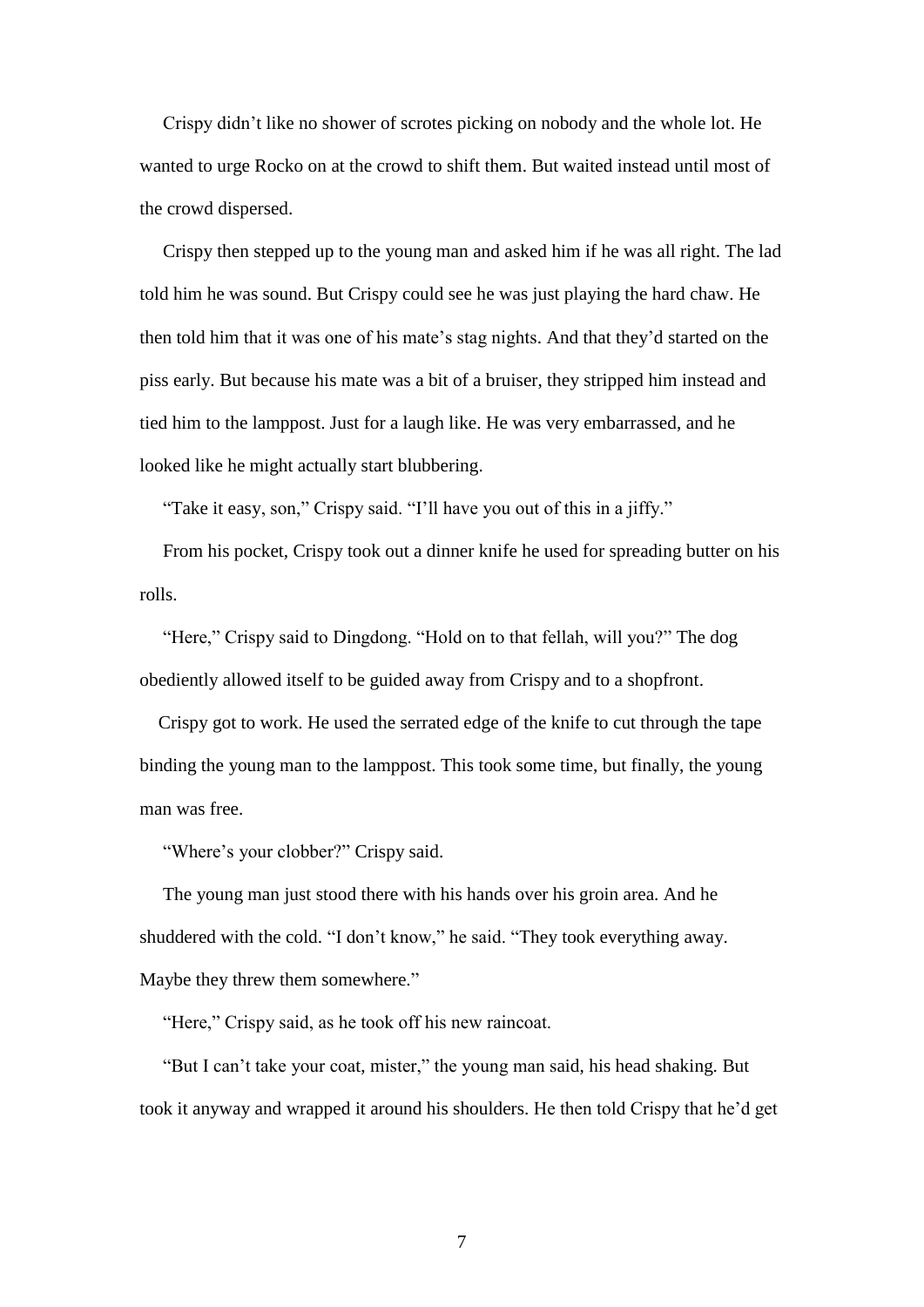Crispy didn't like no shower of scrotes picking on nobody and the whole lot. He wanted to urge Rocko on at the crowd to shift them. But waited instead until most of the crowd dispersed.

Crispy then stepped up to the young man and asked him if he was all right. The lad told him he was sound. But Crispy could see he was just playing the hard chaw. He then told him that it was one of his mate's stag nights. And that they'd started on the piss early. But because his mate was a bit of a bruiser, they stripped him instead and tied him to the lamppost. Just for a laugh like. He was very embarrassed, and he looked like he might actually start blubbering.

"Take it easy, son," Crispy said. "I'll have you out of this in a jiffy."

From his pocket, Crispy took out a dinner knife he used for spreading butter on his rolls.

"Here," Crispy said to Dingdong. "Hold on to that fellah, will you?" The dog obediently allowed itself to be guided away from Crispy and to a shopfront.

Crispy got to work. He used the serrated edge of the knife to cut through the tape binding the young man to the lamppost. This took some time, but finally, the young man was free.

"Where's your clobber?" Crispy said.

The young man just stood there with his hands over his groin area. And he shuddered with the cold. "I don't know," he said. "They took everything away. Maybe they threw them somewhere."

"Here," Crispy said, as he took off his new raincoat.

"But I can't take your coat, mister," the young man said, his head shaking. But took it anyway and wrapped it around his shoulders. He then told Crispy that he'd get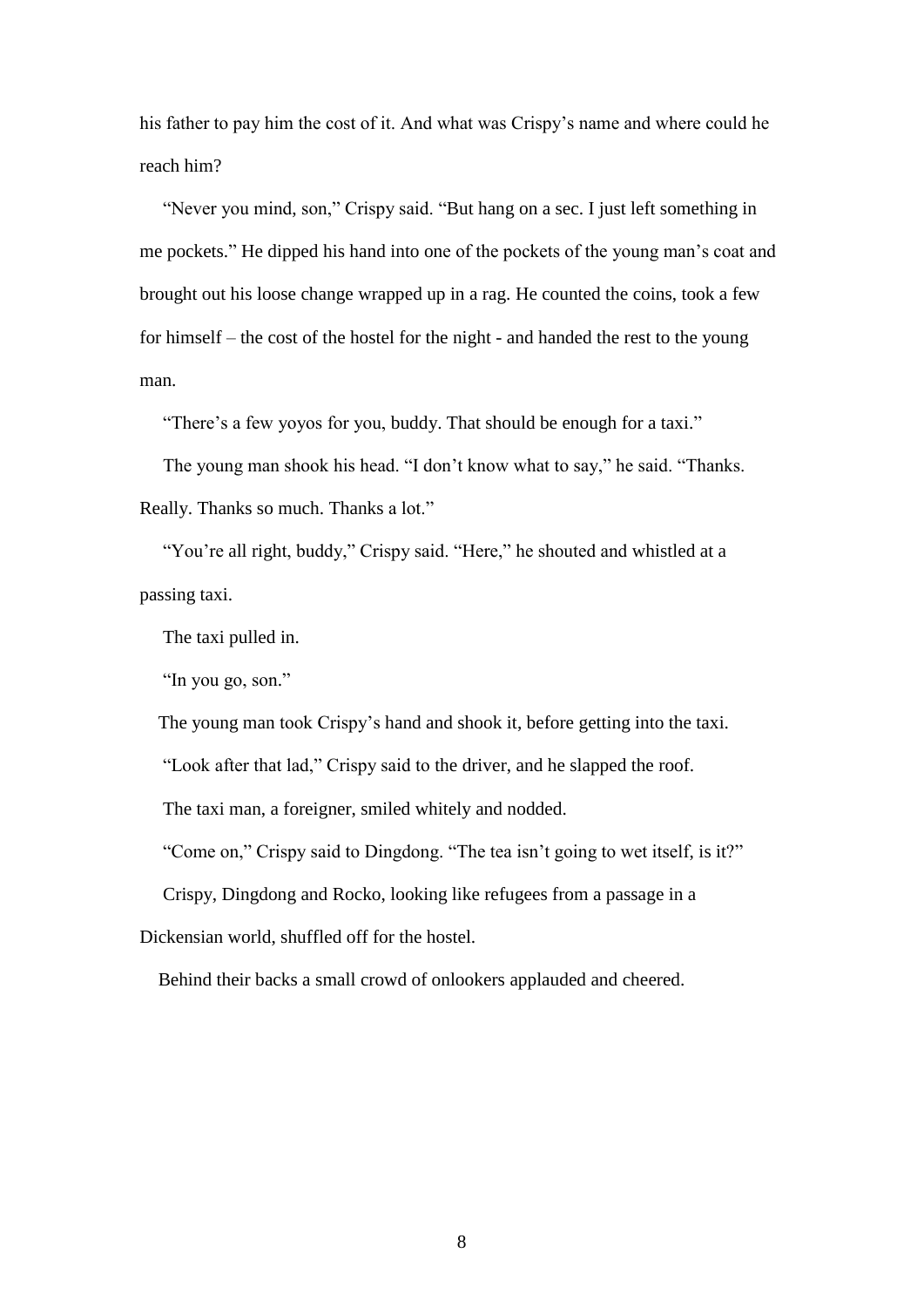his father to pay him the cost of it. And what was Crispy's name and where could he reach him?

"Never you mind, son," Crispy said. "But hang on a sec. I just left something in me pockets." He dipped his hand into one of the pockets of the young man's coat and brought out his loose change wrapped up in a rag. He counted the coins, took a few for himself – the cost of the hostel for the night - and handed the rest to the young man.

"There's a few yoyos for you, buddy. That should be enough for a taxi."

The young man shook his head. "I don't know what to say," he said. "Thanks. Really. Thanks so much. Thanks a lot."

"You're all right, buddy," Crispy said. "Here," he shouted and whistled at a passing taxi.

The taxi pulled in.

"In you go, son."

The young man took Crispy's hand and shook it, before getting into the taxi.

"Look after that lad," Crispy said to the driver, and he slapped the roof.

The taxi man, a foreigner, smiled whitely and nodded.

"Come on," Crispy said to Dingdong. "The tea isn't going to wet itself, is it?"

Crispy, Dingdong and Rocko, looking like refugees from a passage in a Dickensian world, shuffled off for the hostel.

Behind their backs a small crowd of onlookers applauded and cheered.